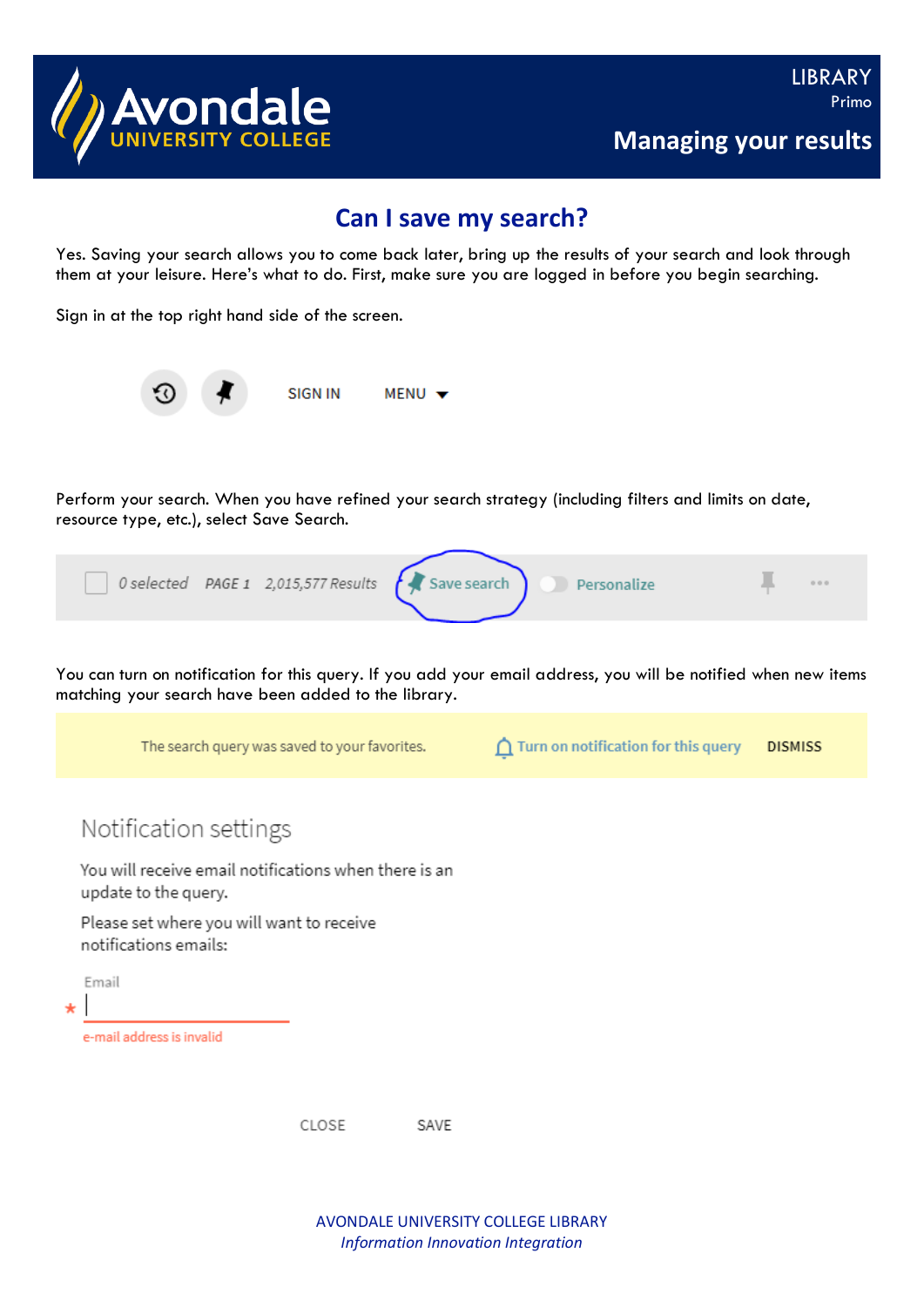# Avondale UNIVERSITY COLLEGE

LIBRARY
Primo

**Managing your results**

## Can I save my search?

Yes. Saving your search allows you to come back later, bring up the results of your search and look through them at your leisure. Here's what to do. First, make sure you are logged in before you begin searching.

Sign in at the top right hand side of the screen.

SIGN IN    MENU

Perform your search. When you have refined your search strategy (including filters and limits on date, resource type, etc.), select Save Search.

0 selected    PAGE 1    2,015,577 Results    Save search    Personalize

You can turn on notification for this query. If you add your email address, you will be notified when new items matching your search have been added to the library.

The search query was saved to your favorites.    Turn on notification for this query    DISMISS

Notification settings

You will receive email notifications when there is an update to the query.

Please set where you will want to receive notifications emails:

Email

e-mail address is invalid

CLOSE    SAVE

AVONDALE UNIVERSITY COLLEGE LIBRARY
*Information Innovation Integration*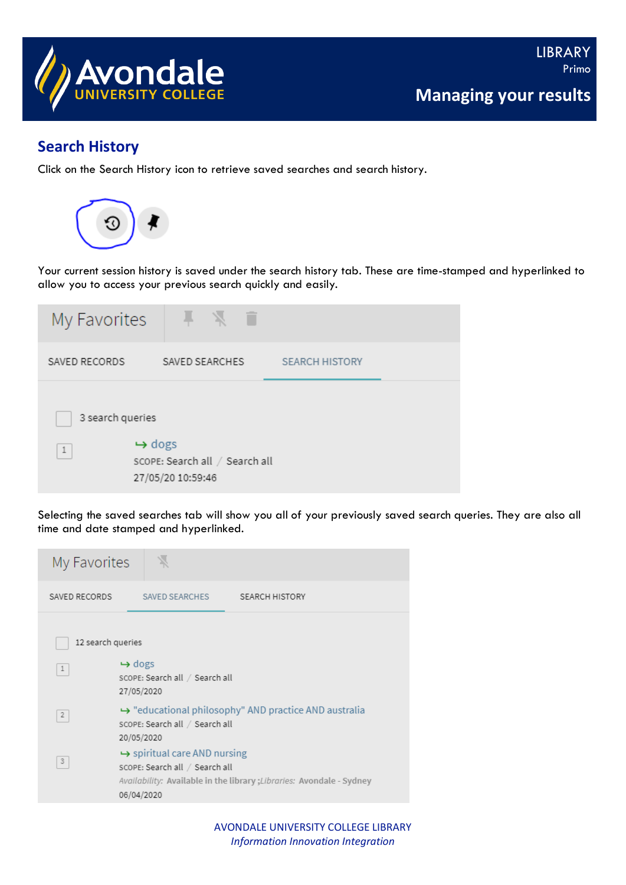## Search History

Click on the Search History icon to retrieve saved searches and search history.

Your current session history is saved under the search history tab. These are time-stamped and hyperlinked to allow you to access your previous search quickly and easily.

Selecting the saved searches tab will show you all of your previously saved search queries. They are also all time and date stamped and hyperlinked.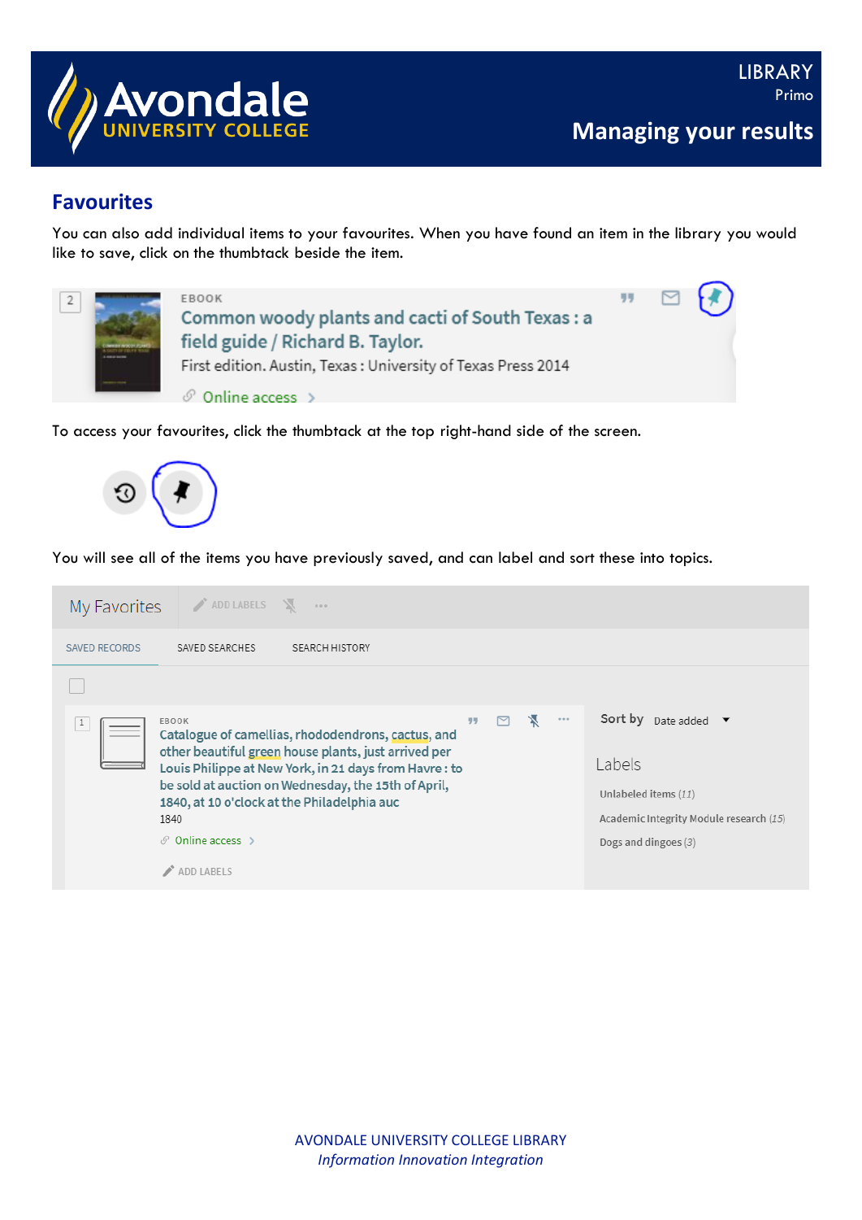## Favourites

You can also add individual items to your favourites. When you have found an item in the library you would like to save, click on the thumbtack beside the item.

To access your favourites, click the thumbtack at the top right-hand side of the screen.

You will see all of the items you have previously saved, and can label and sort these into topics.